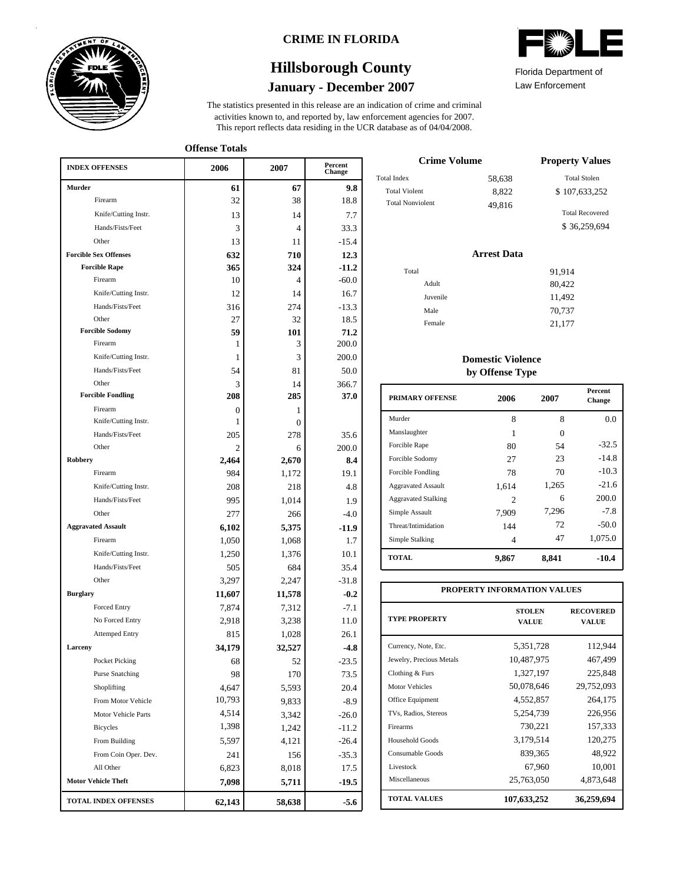# CRIME IN FLORIDA

## Hillsborough County

### January - December 2007

Florida Department of Law Enforcement

The statistics presented in this release are an indication of crime and criminal activities known to, and reported by, law enforcement agencies for 2007. This report reflects data residing in the UCR database as of 04/04/2008.

**Offense Totals**

| INDEX OFFENSES | 2006 | 2007 | Percent Change |
|---|---|---|---|
| **Murder** | **61** | **67** | **9.8** |
| Firearm | 32 | 38 | 18.8 |
| Knife/Cutting Instr. | 13 | 14 | 7.7 |
| Hands/Fists/Feet | 3 | 4 | 33.3 |
| Other | 13 | 11 | -15.4 |
| **Forcible Sex Offenses** | **632** | **710** | **12.3** |
| **Forcible Rape** | **365** | **324** | **-11.2** |
| Firearm | 10 | 4 | -60.0 |
| Knife/Cutting Instr. | 12 | 14 | 16.7 |
| Hands/Fists/Feet | 316 | 274 | -13.3 |
| Other | 27 | 32 | 18.5 |
| **Forcible Sodomy** | **59** | **101** | **71.2** |
| Firearm | 1 | 3 | 200.0 |
| Knife/Cutting Instr. | 1 | 3 | 200.0 |
| Hands/Fists/Feet | 54 | 81 | 50.0 |
| Other | 3 | 14 | 366.7 |
| **Forcible Fondling** | **208** | **285** | **37.0** |
| Firearm | 0 | 1 | |
| Knife/Cutting Instr. | 1 | 0 | |
| Hands/Fists/Feet | 205 | 278 | 35.6 |
| Other | 2 | 6 | 200.0 |
| **Robbery** | **2,464** | **2,670** | **8.4** |
| Firearm | 984 | 1,172 | 19.1 |
| Knife/Cutting Instr. | 208 | 218 | 4.8 |
| Hands/Fists/Feet | 995 | 1,014 | 1.9 |
| Other | 277 | 266 | -4.0 |
| **Aggravated Assault** | **6,102** | **5,375** | **-11.9** |
| Firearm | 1,050 | 1,068 | 1.7 |
| Knife/Cutting Instr. | 1,250 | 1,376 | 10.1 |
| Hands/Fists/Feet | 505 | 684 | 35.4 |
| Other | 3,297 | 2,247 | -31.8 |
| **Burglary** | **11,607** | **11,578** | **-0.2** |
| Forced Entry | 7,874 | 7,312 | -7.1 |
| No Forced Entry | 2,918 | 3,238 | 11.0 |
| Attemped Entry | 815 | 1,028 | 26.1 |
| **Larceny** | **34,179** | **32,527** | **-4.8** |
| Pocket Picking | 68 | 52 | -23.5 |
| Purse Snatching | 98 | 170 | 73.5 |
| Shoplifting | 4,647 | 5,593 | 20.4 |
| From Motor Vehicle | 10,793 | 9,833 | -8.9 |
| Motor Vehicle Parts | 4,514 | 3,342 | -26.0 |
| Bicycles | 1,398 | 1,242 | -11.2 |
| From Building | 5,597 | 4,121 | -26.4 |
| From Coin Oper. Dev. | 241 | 156 | -35.3 |
| All Other | 6,823 | 8,018 | 17.5 |
| **Motor Vehicle Theft** | **7,098** | **5,711** | **-19.5** |
| **TOTAL INDEX OFFENSES** | **62,143** | **58,638** | **-5.6** |

**Crime Volume**

| | |
|---|---|
| Total Index | 58,638 |
| Total Violent | 8,822 |
| Total Nonviolent | 49,816 |

**Property Values**

| | |
|---|---|
| Total Stolen | $ 107,633,252 |
| Total Recovered | $ 36,259,694 |

**Arrest Data**

| | |
|---|---|
| Total | 91,914 |
| Adult | 80,422 |
| Juvenile | 11,492 |
| Male | 70,737 |
| Female | 21,177 |

**Domestic Violence by Offense Type**

| PRIMARY OFFENSE | 2006 | 2007 | Percent Change |
|---|---|---|---|
| Murder | 8 | 8 | 0.0 |
| Manslaughter | 1 | 0 | |
| Forcible Rape | 80 | 54 | -32.5 |
| Forcible Sodomy | 27 | 23 | -14.8 |
| Forcible Fondling | 78 | 70 | -10.3 |
| Aggravated Assault | 1,614 | 1,265 | -21.6 |
| Aggravated Stalking | 2 | 6 | 200.0 |
| Simple Assault | 7,909 | 7,296 | -7.8 |
| Threat/Intimidation | 144 | 72 | -50.0 |
| Simple Stalking | 4 | 47 | 1,075.0 |
| **TOTAL** | **9,867** | **8,841** | **-10.4** |

**PROPERTY INFORMATION VALUES**

| TYPE PROPERTY | STOLEN VALUE | RECOVERED VALUE |
|---|---|---|
| Currency, Note, Etc. | 5,351,728 | 112,944 |
| Jewelry, Precious Metals | 10,487,975 | 467,499 |
| Clothing & Furs | 1,327,197 | 225,848 |
| Motor Vehicles | 50,078,646 | 29,752,093 |
| Office Equipment | 4,552,857 | 264,175 |
| TVs, Radios, Stereos | 5,254,739 | 226,956 |
| Firearms | 730,221 | 157,333 |
| Household Goods | 3,179,514 | 120,275 |
| Consumable Goods | 839,365 | 48,922 |
| Livestock | 67,960 | 10,001 |
| Miscellaneous | 25,763,050 | 4,873,648 |
| **TOTAL VALUES** | **107,633,252** | **36,259,694** |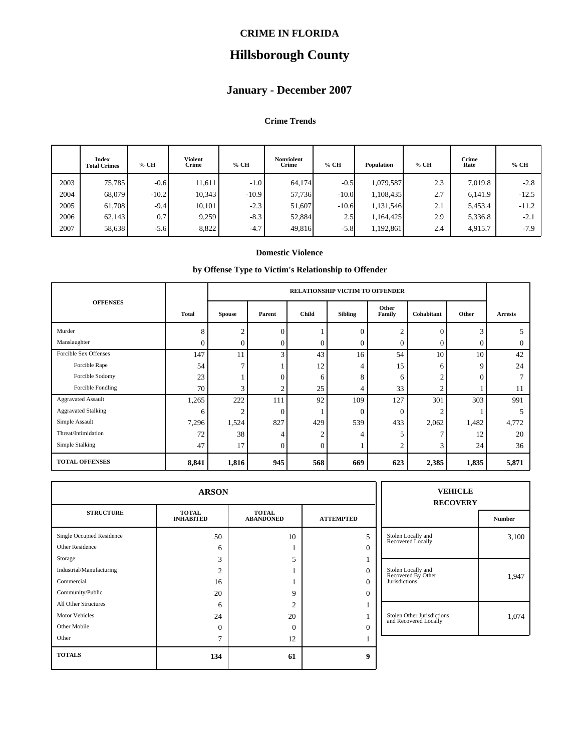**CRIME IN FLORIDA**

# Hillsborough County

## January - December 2007

### Crime Trends

| | Index Total Crimes | % CH | Violent Crime | % CH | Nonviolent Crime | % CH | Population | % CH | Crime Rate | % CH |
|---|---|---|---|---|---|---|---|---|---|---|
| 2003 | 75,785 | -0.6 | 11,611 | -1.0 | 64,174 | -0.5 | 1,079,587 | 2.3 | 7,019.8 | -2.8 |
| 2004 | 68,079 | -10.2 | 10,343 | -10.9 | 57,736 | -10.0 | 1,108,435 | 2.7 | 6,141.9 | -12.5 |
| 2005 | 61,708 | -9.4 | 10,101 | -2.3 | 51,607 | -10.6 | 1,131,546 | 2.1 | 5,453.4 | -11.2 |
| 2006 | 62,143 | 0.7 | 9,259 | -8.3 | 52,884 | 2.5 | 1,164,425 | 2.9 | 5,336.8 | -2.1 |
| 2007 | 58,638 | -5.6 | 8,822 | -4.7 | 49,816 | -5.8 | 1,192,861 | 2.4 | 4,915.7 | -7.9 |

### Domestic Violence

### by Offense Type to Victim's Relationship to Offender

| OFFENSES | Total | RELATIONSHIP VICTIM TO OFFENDER | | | | | | | Arrests |
|---|---|---|---|---|---|---|---|---|---|
| | | Spouse | Parent | Child | Sibling | Other Family | Cohabitant | Other | |
| Murder | 8 | 2 | 0 | 1 | 0 | 2 | 0 | 3 | 5 |
| Manslaughter | 0 | 0 | 0 | 0 | 0 | 0 | 0 | 0 | 0 |
| Forcible Sex Offenses | 147 | 11 | 3 | 43 | 16 | 54 | 10 | 10 | 42 |
| Forcible Rape | 54 | 7 | 1 | 12 | 4 | 15 | 6 | 9 | 24 |
| Forcible Sodomy | 23 | 1 | 0 | 6 | 8 | 6 | 2 | 0 | 7 |
| Forcible Fondling | 70 | 3 | 2 | 25 | 4 | 33 | 2 | 1 | 11 |
| Aggravated Assault | 1,265 | 222 | 111 | 92 | 109 | 127 | 301 | 303 | 991 |
| Aggravated Stalking | 6 | 2 | 0 | 1 | 0 | 0 | 2 | 1 | 5 |
| Simple Assault | 7,296 | 1,524 | 827 | 429 | 539 | 433 | 2,062 | 1,482 | 4,772 |
| Threat/Intimidation | 72 | 38 | 4 | 2 | 4 | 5 | 7 | 12 | 20 |
| Simple Stalking | 47 | 17 | 0 | 0 | 1 | 2 | 3 | 24 | 36 |
| **TOTAL OFFENSES** | **8,841** | **1,816** | **945** | **568** | **669** | **623** | **2,385** | **1,835** | **5,871** |

| ARSON | | | |
|---|---|---|---|
| STRUCTURE | TOTAL INHABITED | TOTAL ABANDONED | ATTEMPTED |
| Single Occupied Residence | 50 | 10 | 5 |
| Other Residence | 6 | 1 | 0 |
| Storage | 3 | 5 | 1 |
| Industrial/Manufacturing | 2 | 1 | 0 |
| Commercial | 16 | 1 | 0 |
| Community/Public | 20 | 9 | 0 |
| All Other Structures | 6 | 2 | 1 |
| Motor Vehicles | 24 | 20 | 1 |
| Other Mobile | 0 | 0 | 0 |
| Other | 7 | 12 | 1 |
| **TOTALS** | **134** | **61** | **9** |

| VEHICLE RECOVERY | Number |
|---|---|
| Stolen Locally and Recovered Locally | 3,100 |
| Stolen Locally and Recovered By Other Jurisdictions | 1,947 |
| Stolen Other Jurisdictions and Recovered Locally | 1,074 |